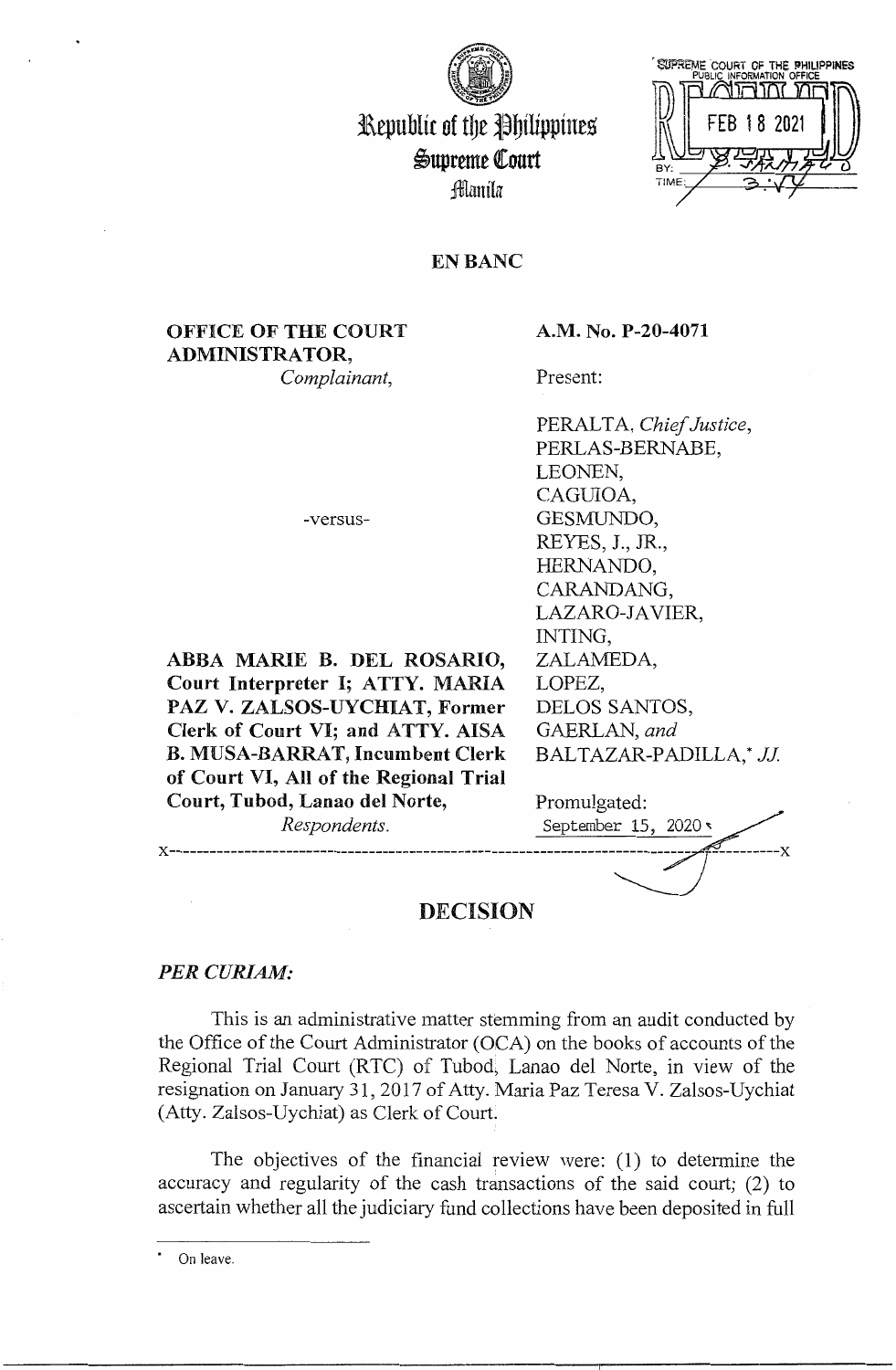Republic of the Philippines
Supreme Court
Manila

SUPREME COURT OF THE PHILIPPINES
PUBLIC INFORMATION OFFICE
FEB 18 2021
BY:
TIME: 3:17

## EN BANC

**OFFICE OF THE COURT ADMINISTRATOR,**
*Complainant,*

-versus-

**ABBA MARIE B. DEL ROSARIO, Court Interpreter I; ATTY. MARIA PAZ V. ZALSOS-UYCHIAT, Former Clerk of Court VI; and ATTY. AISA B. MUSA-BARRAT, Incumbent Clerk of Court VI, All of the Regional Trial Court, Tubod, Lanao del Norte,**
*Respondents.*

**A.M. No. P-20-4071**

Present:

PERALTA, *Chief Justice*,
PERLAS-BERNABE,
LEONEN,
CAGUIOA,
GESMUNDO,
REYES, J., JR.,
HERNANDO,
CARANDANG,
LAZARO-JAVIER,
INTING,
ZALAMEDA,
LOPEZ,
DELOS SANTOS,
GAERLAN, *and*
BALTAZAR-PADILLA,* *JJ.*

Promulgated:
September 15, 2020

x-----------------------------------------------------------------------------------------x

# DECISION

***PER CURIAM:***

This is an administrative matter stemming from an audit conducted by the Office of the Court Administrator (OCA) on the books of accounts of the Regional Trial Court (RTC) of Tubod, Lanao del Norte, in view of the resignation on January 31, 2017 of Atty. Maria Paz Teresa V. Zalsos-Uychiat (Atty. Zalsos-Uychiat) as Clerk of Court.

The objectives of the financial review were: (1) to determine the accuracy and regularity of the cash transactions of the said court; (2) to ascertain whether all the judiciary fund collections have been deposited in full

\* On leave.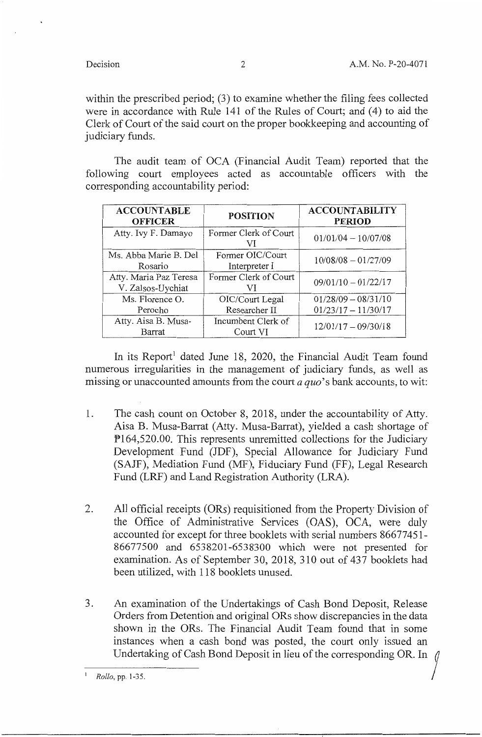within the prescribed period; (3) to examine whether the filing fees collected were in accordance with Rule 141 of the Rules of Court; and (4) to aid the Clerk of Court of the said court on the proper bookkeeping and accounting of judiciary funds.

The audit team of OCA (Financial Audit Team) reported that the following court employees acted as accountable officers with the corresponding accountability period:

| ACCOUNTABLE OFFICER | POSITION | ACCOUNTABILITY PERIOD |
|---|---|---|
| Atty. Ivy F. Damayo | Former Clerk of Court VI | 01/01/04 – 10/07/08 |
| Ms. Abba Marie B. Del Rosario | Former OIC/Court Interpreter I | 10/08/08 – 01/27/09 |
| Atty. Maria Paz Teresa V. Zalsos-Uychiat | Former Clerk of Court VI | 09/01/10 – 01/22/17 |
| Ms. Florence O. Perocho | OIC/Court Legal Researcher II | 01/28/09 – 08/31/10<br>01/23/17 – 11/30/17 |
| Atty. Aisa B. Musa-Barrat | Incumbent Clerk of Court VI | 12/01/17 – 09/30/18 |

In its Report[1] dated June 18, 2020, the Financial Audit Team found numerous irregularities in the management of judiciary funds, as well as missing or unaccounted amounts from the court *a quo*'s bank accounts, to wit:

1. The cash count on October 8, 2018, under the accountability of Atty. Aisa B. Musa-Barrat (Atty. Musa-Barrat), yielded a cash shortage of ₱164,520.00. This represents unremitted collections for the Judiciary Development Fund (JDF), Special Allowance for Judiciary Fund (SAJF), Mediation Fund (MF), Fiduciary Fund (FF), Legal Research Fund (LRF) and Land Registration Authority (LRA).

2. All official receipts (ORs) requisitioned from the Property Division of the Office of Administrative Services (OAS), OCA, were duly accounted for except for three booklets with serial numbers 86677451-86677500 and 6538201-6538300 which were not presented for examination. As of September 30, 2018, 310 out of 437 booklets had been utilized, with 118 booklets unused.

3. An examination of the Undertakings of Cash Bond Deposit, Release Orders from Detention and original ORs show discrepancies in the data shown in the ORs. The Financial Audit Team found that in some instances when a cash bond was posted, the court only issued an Undertaking of Cash Bond Deposit in lieu of the corresponding OR. In

[1] *Rollo*, pp. 1-35.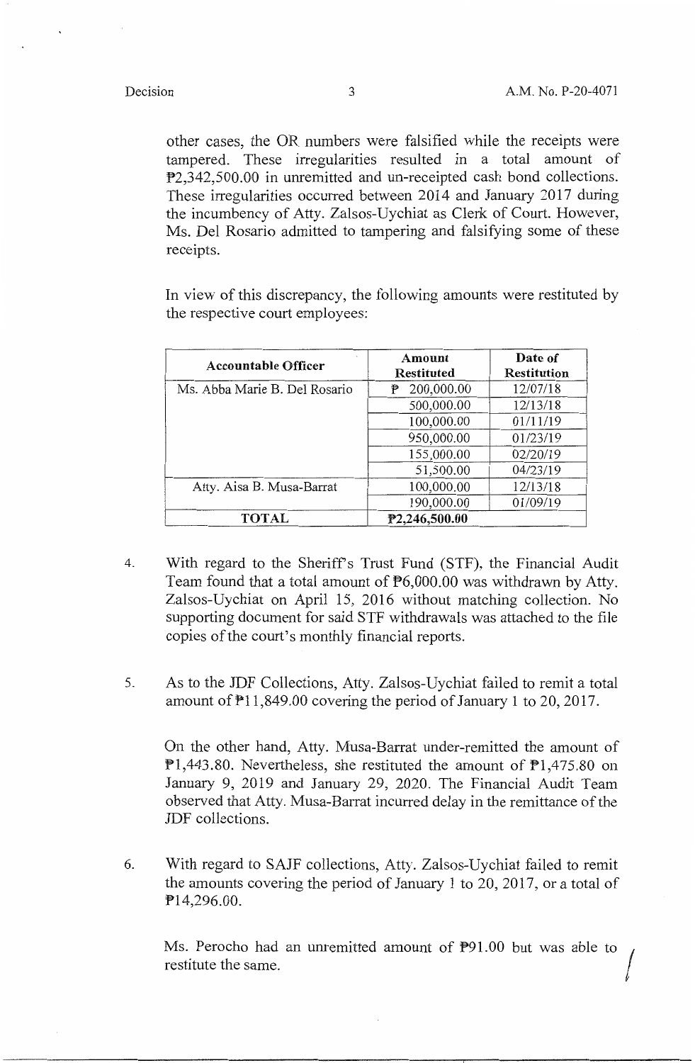other cases, the OR numbers were falsified while the receipts were tampered. These irregularities resulted in a total amount of ₱2,342,500.00 in unremitted and un-receipted cash bond collections. These irregularities occurred between 2014 and January 2017 during the incumbency of Atty. Zalsos-Uychiat as Clerk of Court. However, Ms. Del Rosario admitted to tampering and falsifying some of these receipts.

In view of this discrepancy, the following amounts were restituted by the respective court employees:

| Accountable Officer | Amount Restituted | Date of Restitution |
|---|---|---|
| Ms. Abba Marie B. Del Rosario | ₱ 200,000.00 | 12/07/18 |
| | 500,000.00 | 12/13/18 |
| | 100,000.00 | 01/11/19 |
| | 950,000.00 | 01/23/19 |
| | 155,000.00 | 02/20/19 |
| | 51,500.00 | 04/23/19 |
| Atty. Aisa B. Musa-Barrat | 100,000.00 | 12/13/18 |
| | 190,000.00 | 01/09/19 |
| **TOTAL** | **₱2,246,500.00** | |

4. With regard to the Sheriff's Trust Fund (STF), the Financial Audit Team found that a total amount of ₱6,000.00 was withdrawn by Atty. Zalsos-Uychiat on April 15, 2016 without matching collection. No supporting document for said STF withdrawals was attached to the file copies of the court's monthly financial reports.

5. As to the JDF Collections, Atty. Zalsos-Uychiat failed to remit a total amount of ₱11,849.00 covering the period of January 1 to 20, 2017.

   On the other hand, Atty. Musa-Barrat under-remitted the amount of ₱1,443.80. Nevertheless, she restituted the amount of ₱1,475.80 on January 9, 2019 and January 29, 2020. The Financial Audit Team observed that Atty. Musa-Barrat incurred delay in the remittance of the JDF collections.

6. With regard to SAJF collections, Atty. Zalsos-Uychiat failed to remit the amounts covering the period of January 1 to 20, 2017, or a total of ₱14,296.00.

   Ms. Perocho had an unremitted amount of ₱91.00 but was able to restitute the same.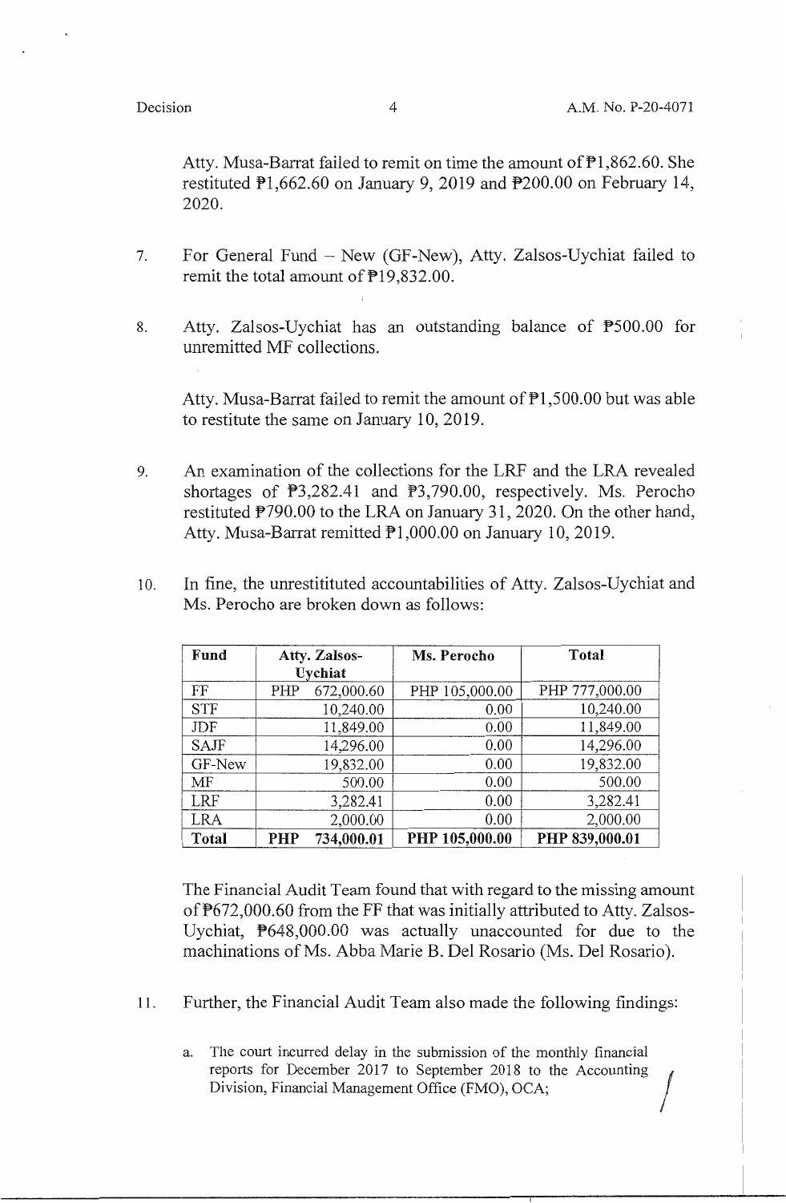Atty. Musa-Barrat failed to remit on time the amount of ₱1,862.60. She restituted ₱1,662.60 on January 9, 2019 and ₱200.00 on February 14, 2020.

7. For General Fund – New (GF-New), Atty. Zalsos-Uychiat failed to remit the total amount of ₱19,832.00.

8. Atty. Zalsos-Uychiat has an outstanding balance of ₱500.00 for unremitted MF collections.

   Atty. Musa-Barrat failed to remit the amount of ₱1,500.00 but was able to restitute the same on January 10, 2019.

9. An examination of the collections for the LRF and the LRA revealed shortages of ₱3,282.41 and ₱3,790.00, respectively. Ms. Perocho restituted ₱790.00 to the LRA on January 31, 2020. On the other hand, Atty. Musa-Barrat remitted ₱1,000.00 on January 10, 2019.

10. In fine, the unrestitituted accountabilities of Atty. Zalsos-Uychiat and Ms. Perocho are broken down as follows:

| Fund | Atty. Zalsos-Uychiat | Ms. Perocho | Total |
|---|---|---|---|
| FF | PHP 672,000.60 | PHP 105,000.00 | PHP 777,000.00 |
| STF | 10,240.00 | 0.00 | 10,240.00 |
| JDF | 11,849.00 | 0.00 | 11,849.00 |
| SAJF | 14,296.00 | 0.00 | 14,296.00 |
| GF-New | 19,832.00 | 0.00 | 19,832.00 |
| MF | 500.00 | 0.00 | 500.00 |
| LRF | 3,282.41 | 0.00 | 3,282.41 |
| LRA | 2,000.00 | 0.00 | 2,000.00 |
| **Total** | **PHP 734,000.01** | **PHP 105,000.00** | **PHP 839,000.01** |

The Financial Audit Team found that with regard to the missing amount of ₱672,000.60 from the FF that was initially attributed to Atty. Zalsos-Uychiat, ₱648,000.00 was actually unaccounted for due to the machinations of Ms. Abba Marie B. Del Rosario (Ms. Del Rosario).

11. Further, the Financial Audit Team also made the following findings:

    a. The court incurred delay in the submission of the monthly financial reports for December 2017 to September 2018 to the Accounting Division, Financial Management Office (FMO), OCA;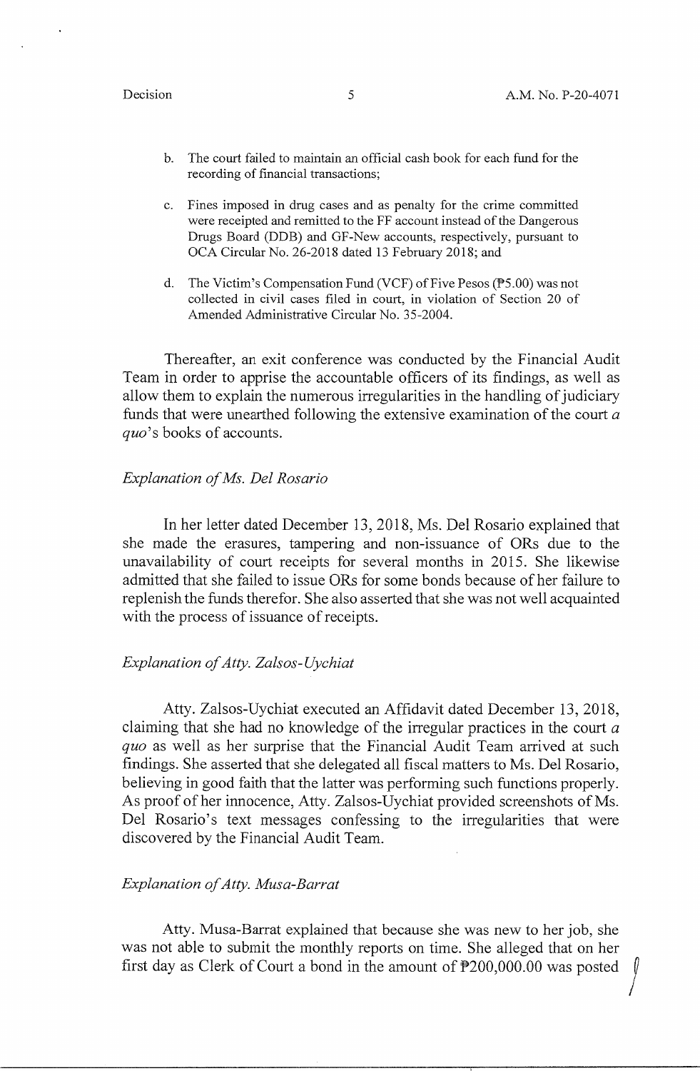b. The court failed to maintain an official cash book for each fund for the recording of financial transactions;

c. Fines imposed in drug cases and as penalty for the crime committed were receipted and remitted to the FF account instead of the Dangerous Drugs Board (DDB) and GF-New accounts, respectively, pursuant to OCA Circular No. 26-2018 dated 13 February 2018; and

d. The Victim's Compensation Fund (VCF) of Five Pesos (₱5.00) was not collected in civil cases filed in court, in violation of Section 20 of Amended Administrative Circular No. 35-2004.

Thereafter, an exit conference was conducted by the Financial Audit Team in order to apprise the accountable officers of its findings, as well as allow them to explain the numerous irregularities in the handling of judiciary funds that were unearthed following the extensive examination of the court *a quo*'s books of accounts.

*Explanation of Ms. Del Rosario*

In her letter dated December 13, 2018, Ms. Del Rosario explained that she made the erasures, tampering and non-issuance of ORs due to the unavailability of court receipts for several months in 2015. She likewise admitted that she failed to issue ORs for some bonds because of her failure to replenish the funds therefor. She also asserted that she was not well acquainted with the process of issuance of receipts.

*Explanation of Atty. Zalsos-Uychiat*

Atty. Zalsos-Uychiat executed an Affidavit dated December 13, 2018, claiming that she had no knowledge of the irregular practices in the court *a quo* as well as her surprise that the Financial Audit Team arrived at such findings. She asserted that she delegated all fiscal matters to Ms. Del Rosario, believing in good faith that the latter was performing such functions properly. As proof of her innocence, Atty. Zalsos-Uychiat provided screenshots of Ms. Del Rosario's text messages confessing to the irregularities that were discovered by the Financial Audit Team.

*Explanation of Atty. Musa-Barrat*

Atty. Musa-Barrat explained that because she was new to her job, she was not able to submit the monthly reports on time. She alleged that on her first day as Clerk of Court a bond in the amount of ₱200,000.00 was posted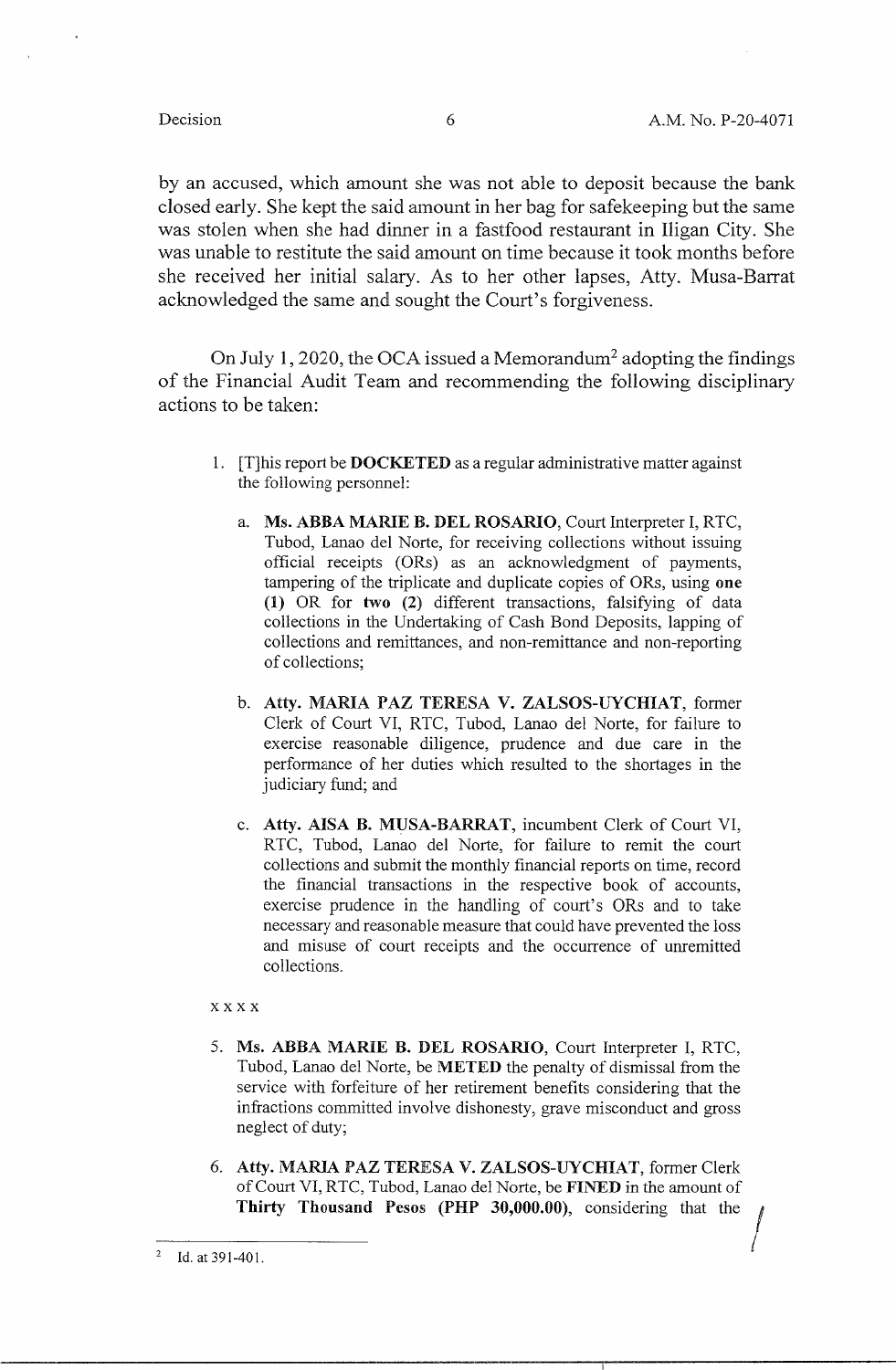by an accused, which amount she was not able to deposit because the bank closed early. She kept the said amount in her bag for safekeeping but the same was stolen when she had dinner in a fastfood restaurant in Iligan City. She was unable to restitute the said amount on time because it took months before she received her initial salary. As to her other lapses, Atty. Musa-Barrat acknowledged the same and sought the Court's forgiveness.

On July 1, 2020, the OCA issued a Memorandum[2] adopting the findings of the Financial Audit Team and recommending the following disciplinary actions to be taken:

> 1. [T]his report be **DOCKETED** as a regular administrative matter against the following personnel:
>
>    a. **Ms. ABBA MARIE B. DEL ROSARIO**, Court Interpreter I, RTC, Tubod, Lanao del Norte, for receiving collections without issuing official receipts (ORs) as an acknowledgment of payments, tampering of the triplicate and duplicate copies of ORs, using **one (1)** OR for **two (2)** different transactions, falsifying of data collections in the Undertaking of Cash Bond Deposits, lapping of collections and remittances, and non-remittance and non-reporting of collections;
>
>    b. **Atty. MARIA PAZ TERESA V. ZALSOS-UYCHIAT**, former Clerk of Court VI, RTC, Tubod, Lanao del Norte, for failure to exercise reasonable diligence, prudence and due care in the performance of her duties which resulted to the shortages in the judiciary fund; and
>
>    c. **Atty. AISA B. MUSA-BARRAT**, incumbent Clerk of Court VI, RTC, Tubod, Lanao del Norte, for failure to remit the court collections and submit the monthly financial reports on time, record the financial transactions in the respective book of accounts, exercise prudence in the handling of court's ORs and to take necessary and reasonable measure that could have prevented the loss and misuse of court receipts and the occurrence of unremitted collections.
>
> x x x x
>
> 5. **Ms. ABBA MARIE B. DEL ROSARIO**, Court Interpreter I, RTC, Tubod, Lanao del Norte, be **METED** the penalty of dismissal from the service with forfeiture of her retirement benefits considering that the infractions committed involve dishonesty, grave misconduct and gross neglect of duty;
>
> 6. **Atty. MARIA PAZ TERESA V. ZALSOS-UYCHIAT**, former Clerk of Court VI, RTC, Tubod, Lanao del Norte, be **FINED** in the amount of **Thirty Thousand Pesos (PHP 30,000.00)**, considering that the

---

[2] Id. at 391-401.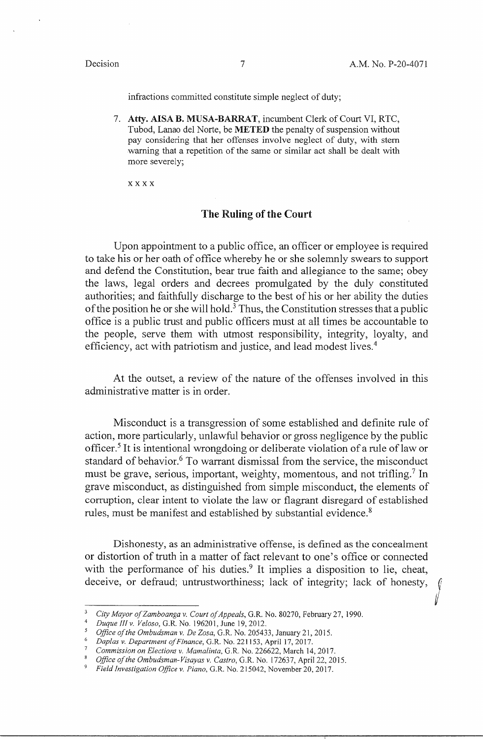infractions committed constitute simple neglect of duty;

7. **Atty. AISA B. MUSA-BARRAT**, incumbent Clerk of Court VI, RTC, Tubod, Lanao del Norte, be **METED** the penalty of suspension without pay considering that her offenses involve neglect of duty, with stern warning that a repetition of the same or similar act shall be dealt with more severely;

x x x x

## The Ruling of the Court

Upon appointment to a public office, an officer or employee is required to take his or her oath of office whereby he or she solemnly swears to support and defend the Constitution, bear true faith and allegiance to the same; obey the laws, legal orders and decrees promulgated by the duly constituted authorities; and faithfully discharge to the best of his or her ability the duties of the position he or she will hold.[3] Thus, the Constitution stresses that a public office is a public trust and public officers must at all times be accountable to the people, serve them with utmost responsibility, integrity, loyalty, and efficiency, act with patriotism and justice, and lead modest lives.[4]

At the outset, a review of the nature of the offenses involved in this administrative matter is in order.

Misconduct is a transgression of some established and definite rule of action, more particularly, unlawful behavior or gross negligence by the public officer.[5] It is intentional wrongdoing or deliberate violation of a rule of law or standard of behavior.[6] To warrant dismissal from the service, the misconduct must be grave, serious, important, weighty, momentous, and not trifling.[7] In grave misconduct, as distinguished from simple misconduct, the elements of corruption, clear intent to violate the law or flagrant disregard of established rules, must be manifest and established by substantial evidence.[8]

Dishonesty, as an administrative offense, is defined as the concealment or distortion of truth in a matter of fact relevant to one's office or connected with the performance of his duties.[9] It implies a disposition to lie, cheat, deceive, or defraud; untrustworthiness; lack of integrity; lack of honesty,

---

[3] *City Mayor of Zamboanga v. Court of Appeals*, G.R. No. 80270, February 27, 1990.

[4] *Duque III v. Veloso*, G.R. No. 196201, June 19, 2012.

[5] *Office of the Ombudsman v. De Zosa*, G.R. No. 205433, January 21, 2015.

[6] *Daplas v. Department of Finance*, G.R. No. 221153, April 17, 2017.

[7] *Commission on Elections v. Mamalinta*, G.R. No. 226622, March 14, 2017.

[8] *Office of the Ombudsman-Visayas v. Castro*, G.R. No. 172637, April 22, 2015.

[9] *Field Investigation Office v. Piano*, G.R. No. 215042, November 20, 2017.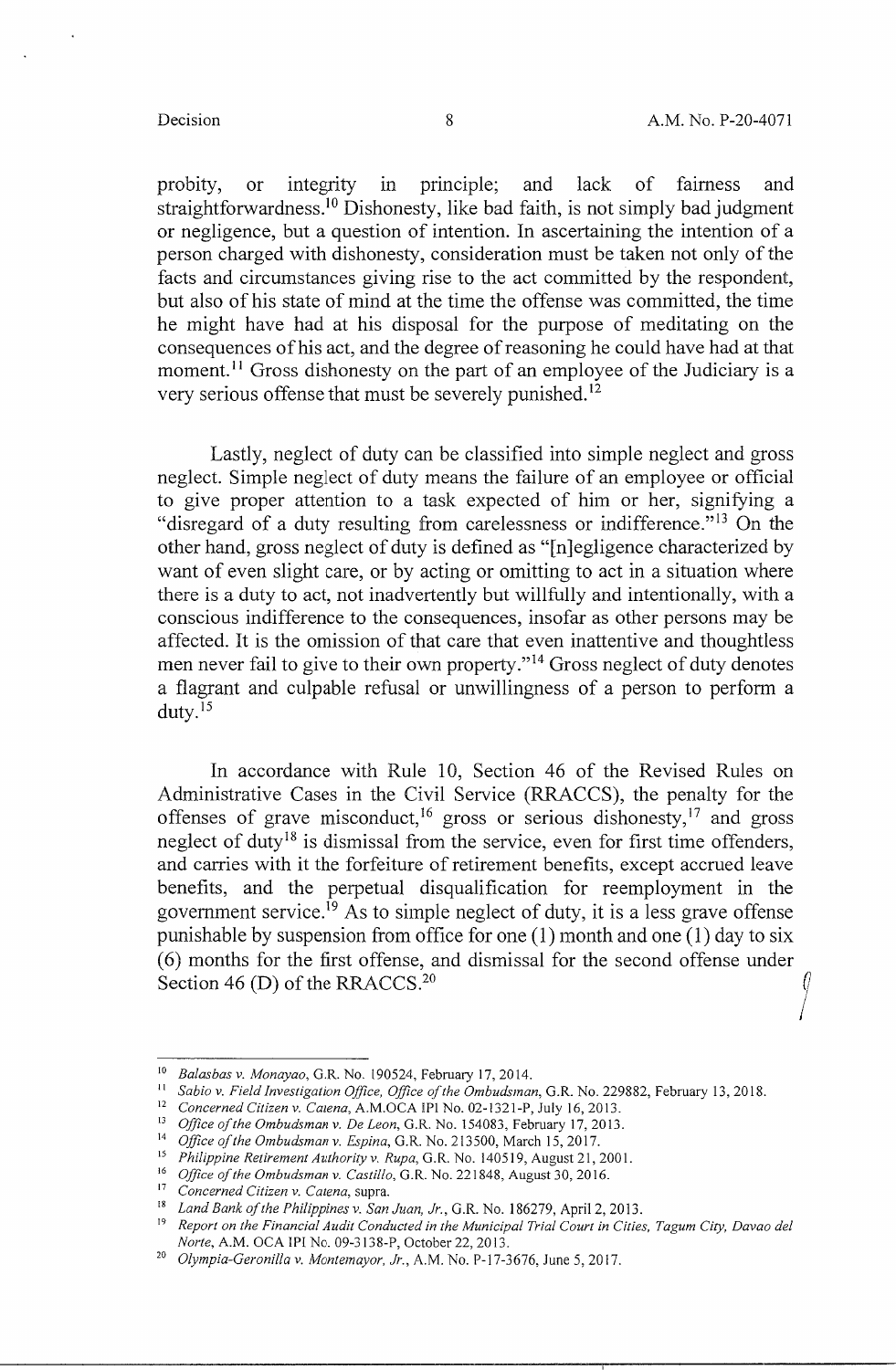probity, or integrity in principle; and lack of fairness and straightforwardness.[10] Dishonesty, like bad faith, is not simply bad judgment or negligence, but a question of intention. In ascertaining the intention of a person charged with dishonesty, consideration must be taken not only of the facts and circumstances giving rise to the act committed by the respondent, but also of his state of mind at the time the offense was committed, the time he might have had at his disposal for the purpose of meditating on the consequences of his act, and the degree of reasoning he could have had at that moment.[11] Gross dishonesty on the part of an employee of the Judiciary is a very serious offense that must be severely punished.[12]

Lastly, neglect of duty can be classified into simple neglect and gross neglect. Simple neglect of duty means the failure of an employee or official to give proper attention to a task expected of him or her, signifying a "disregard of a duty resulting from carelessness or indifference."[13] On the other hand, gross neglect of duty is defined as "[n]egligence characterized by want of even slight care, or by acting or omitting to act in a situation where there is a duty to act, not inadvertently but willfully and intentionally, with a conscious indifference to the consequences, insofar as other persons may be affected. It is the omission of that care that even inattentive and thoughtless men never fail to give to their own property."[14] Gross neglect of duty denotes a flagrant and culpable refusal or unwillingness of a person to perform a duty.[15]

In accordance with Rule 10, Section 46 of the Revised Rules on Administrative Cases in the Civil Service (RRACCS), the penalty for the offenses of grave misconduct,[16] gross or serious dishonesty,[17] and gross neglect of duty[18] is dismissal from the service, even for first time offenders, and carries with it the forfeiture of retirement benefits, except accrued leave benefits, and the perpetual disqualification for reemployment in the government service.[19] As to simple neglect of duty, it is a less grave offense punishable by suspension from office for one (1) month and one (1) day to six (6) months for the first offense, and dismissal for the second offense under Section 46 (D) of the RRACCS.[20]

---

[10] *Balasbas v. Monayao*, G.R. No. 190524, February 17, 2014.

[11] *Sabio v. Field Investigation Office, Office of the Ombudsman*, G.R. No. 229882, February 13, 2018.

[12] *Concerned Citizen v. Catena*, A.M.OCA IPI No. 02-1321-P, July 16, 2013.

[13] *Office of the Ombudsman v. De Leon*, G.R. No. 154083, February 17, 2013.

[14] *Office of the Ombudsman v. Espina*, G.R. No. 213500, March 15, 2017.

[15] *Philippine Retirement Authority v. Rupa*, G.R. No. 140519, August 21, 2001.

[16] *Office of the Ombudsman v. Castillo*, G.R. No. 221848, August 30, 2016.

[17] *Concerned Citizen v. Catena*, supra.

[18] *Land Bank of the Philippines v. San Juan, Jr.*, G.R. No. 186279, April 2, 2013.

[19] *Report on the Financial Audit Conducted in the Municipal Trial Court in Cities, Tagum City, Davao del Norte*, A.M. OCA IPI No. 09-3138-P, October 22, 2013.

[20] *Olympia-Geronilla v. Montemayor, Jr.*, A.M. No. P-17-3676, June 5, 2017.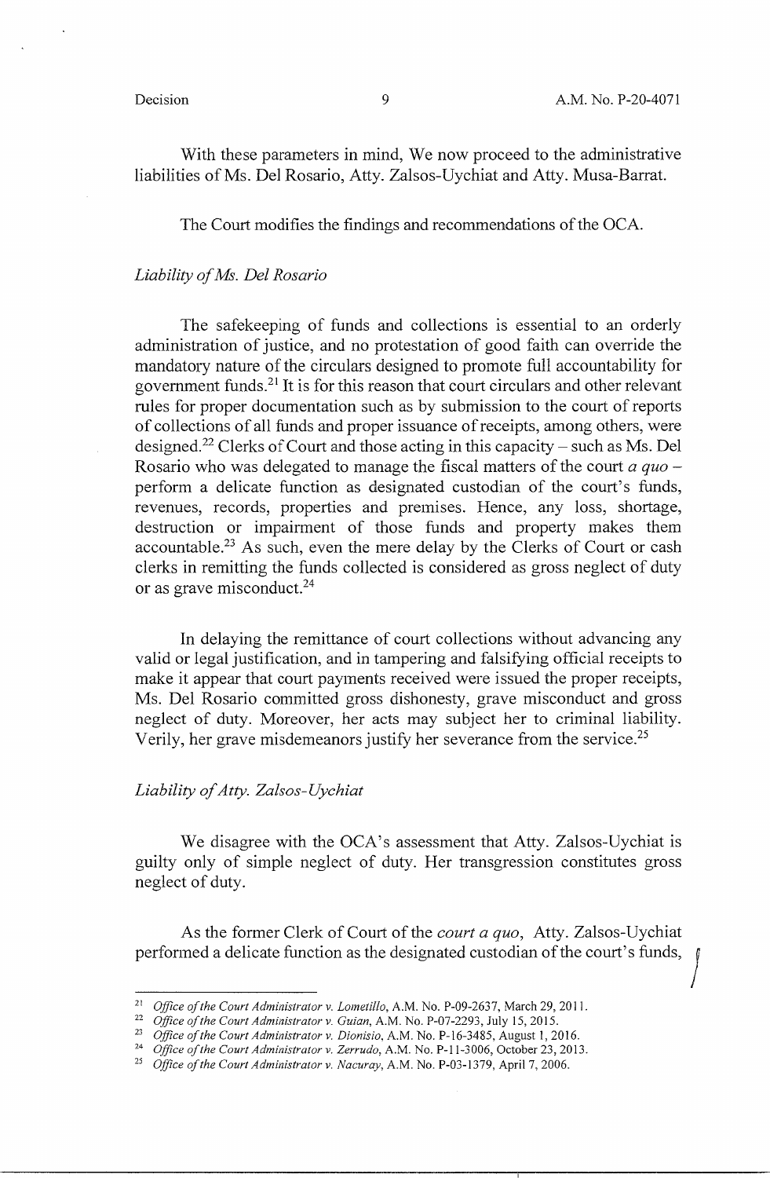With these parameters in mind, We now proceed to the administrative liabilities of Ms. Del Rosario, Atty. Zalsos-Uychiat and Atty. Musa-Barrat.

The Court modifies the findings and recommendations of the OCA.

*Liability of Ms. Del Rosario*

The safekeeping of funds and collections is essential to an orderly administration of justice, and no protestation of good faith can override the mandatory nature of the circulars designed to promote full accountability for government funds.[21] It is for this reason that court circulars and other relevant rules for proper documentation such as by submission to the court of reports of collections of all funds and proper issuance of receipts, among others, were designed.[22] Clerks of Court and those acting in this capacity – such as Ms. Del Rosario who was delegated to manage the fiscal matters of the court *a quo* – perform a delicate function as designated custodian of the court's funds, revenues, records, properties and premises. Hence, any loss, shortage, destruction or impairment of those funds and property makes them accountable.[23] As such, even the mere delay by the Clerks of Court or cash clerks in remitting the funds collected is considered as gross neglect of duty or as grave misconduct.[24]

In delaying the remittance of court collections without advancing any valid or legal justification, and in tampering and falsifying official receipts to make it appear that court payments received were issued the proper receipts, Ms. Del Rosario committed gross dishonesty, grave misconduct and gross neglect of duty. Moreover, her acts may subject her to criminal liability. Verily, her grave misdemeanors justify her severance from the service.[25]

*Liability of Atty. Zalsos-Uychiat*

We disagree with the OCA's assessment that Atty. Zalsos-Uychiat is guilty only of simple neglect of duty. Her transgression constitutes gross neglect of duty.

As the former Clerk of Court of the *court a quo*, Atty. Zalsos-Uychiat performed a delicate function as the designated custodian of the court's funds,

---

[21] *Office of the Court Administrator v. Lometillo*, A.M. No. P-09-2637, March 29, 2011.

[22] *Office of the Court Administrator v. Guian*, A.M. No. P-07-2293, July 15, 2015.

[23] *Office of the Court Administrator v. Dionisio*, A.M. No. P-16-3485, August 1, 2016.

[24] *Office of the Court Administrator v. Zerrudo*, A.M. No. P-11-3006, October 23, 2013.

[25] *Office of the Court Administrator v. Nacuray*, A.M. No. P-03-1379, April 7, 2006.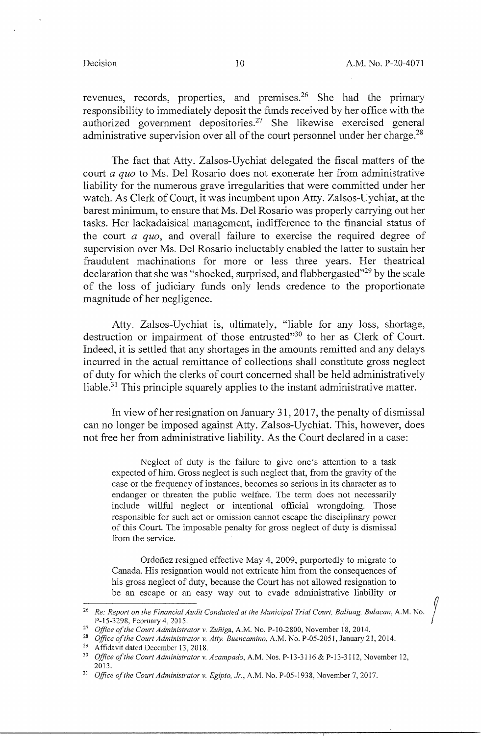revenues, records, properties, and premises.[26] She had the primary responsibility to immediately deposit the funds received by her office with the authorized government depositories.[27] She likewise exercised general administrative supervision over all of the court personnel under her charge.[28]

The fact that Atty. Zalsos-Uychiat delegated the fiscal matters of the court *a quo* to Ms. Del Rosario does not exonerate her from administrative liability for the numerous grave irregularities that were committed under her watch. As Clerk of Court, it was incumbent upon Atty. Zalsos-Uychiat, at the barest minimum, to ensure that Ms. Del Rosario was properly carrying out her tasks. Her lackadaisical management, indifference to the financial status of the court *a quo*, and overall failure to exercise the required degree of supervision over Ms. Del Rosario ineluctably enabled the latter to sustain her fraudulent machinations for more or less three years. Her theatrical declaration that she was "shocked, surprised, and flabbergasted"[29] by the scale of the loss of judiciary funds only lends credence to the proportionate magnitude of her negligence.

Atty. Zalsos-Uychiat is, ultimately, "liable for any loss, shortage, destruction or impairment of those entrusted"[30] to her as Clerk of Court. Indeed, it is settled that any shortages in the amounts remitted and any delays incurred in the actual remittance of collections shall constitute gross neglect of duty for which the clerks of court concerned shall be held administratively liable.[31] This principle squarely applies to the instant administrative matter.

In view of her resignation on January 31, 2017, the penalty of dismissal can no longer be imposed against Atty. Zalsos-Uychiat. This, however, does not free her from administrative liability. As the Court declared in a case:

> Neglect of duty is the failure to give one's attention to a task expected of him. Gross neglect is such neglect that, from the gravity of the case or the frequency of instances, becomes so serious in its character as to endanger or threaten the public welfare. The term does not necessarily include willful neglect or intentional official wrongdoing. Those responsible for such act or omission cannot escape the disciplinary power of this Court. The imposable penalty for gross neglect of duty is dismissal from the service.
>
> Ordoñez resigned effective May 4, 2009, purportedly to migrate to Canada. His resignation would not extricate him from the consequences of his gross neglect of duty, because the Court has not allowed resignation to be an escape or an easy way out to evade administrative liability or

---

[26] *Re: Report on the Financial Audit Conducted at the Municipal Trial Court, Baliuag, Bulacan*, A.M. No. P-15-3298, February 4, 2015.

[27] *Office of the Court Administrator v. Zuñiga*, A.M. No. P-10-2800, November 18, 2014.

[28] *Office of the Court Administrator v. Atty. Buencamino*, A.M. No. P-05-2051, January 21, 2014.

[29] Affidavit dated December 13, 2018.

[30] *Office of the Court Administrator v. Acampado*, A.M. Nos. P-13-3116 & P-13-3112, November 12, 2013.

[31] *Office of the Court Administrator v. Egipto, Jr.*, A.M. No. P-05-1938, November 7, 2017.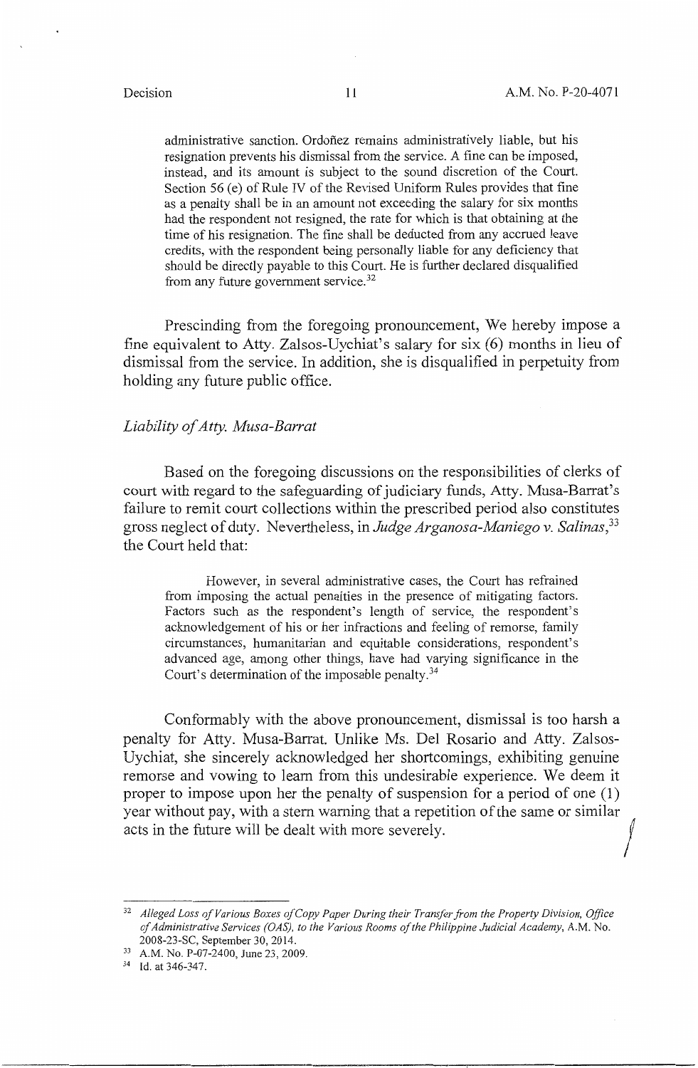> administrative sanction. Ordoñez remains administratively liable, but his resignation prevents his dismissal from the service. A fine can be imposed, instead, and its amount is subject to the sound discretion of the Court. Section 56 (e) of Rule IV of the Revised Uniform Rules provides that fine as a penalty shall be in an amount not exceeding the salary for six months had the respondent not resigned, the rate for which is that obtaining at the time of his resignation. The fine shall be deducted from any accrued leave credits, with the respondent being personally liable for any deficiency that should be directly payable to this Court. He is further declared disqualified from any future government service.[32]

Prescinding from the foregoing pronouncement, We hereby impose a fine equivalent to Atty. Zalsos-Uychiat's salary for six (6) months in lieu of dismissal from the service. In addition, she is disqualified in perpetuity from holding any future public office.

*Liability of Atty. Musa-Barrat*

Based on the foregoing discussions on the responsibilities of clerks of court with regard to the safeguarding of judiciary funds, Atty. Musa-Barrat's failure to remit court collections within the prescribed period also constitutes gross neglect of duty. Nevertheless, in *Judge Arganosa-Maniego v. Salinas*,[33] the Court held that:

> However, in several administrative cases, the Court has refrained from imposing the actual penalties in the presence of mitigating factors. Factors such as the respondent's length of service, the respondent's acknowledgement of his or her infractions and feeling of remorse, family circumstances, humanitarian and equitable considerations, respondent's advanced age, among other things, have had varying significance in the Court's determination of the imposable penalty.[34]

Conformably with the above pronouncement, dismissal is too harsh a penalty for Atty. Musa-Barrat. Unlike Ms. Del Rosario and Atty. Zalsos-Uychiat, she sincerely acknowledged her shortcomings, exhibiting genuine remorse and vowing to learn from this undesirable experience. We deem it proper to impose upon her the penalty of suspension for a period of one (1) year without pay, with a stern warning that a repetition of the same or similar acts in the future will be dealt with more severely.

---

[32] *Alleged Loss of Various Boxes of Copy Paper During their Transfer from the Property Division, Office of Administrative Services (OAS), to the Various Rooms of the Philippine Judicial Academy*, A.M. No. 2008-23-SC, September 30, 2014.

[33] A.M. No. P-07-2400, June 23, 2009.

[34] Id. at 346-347.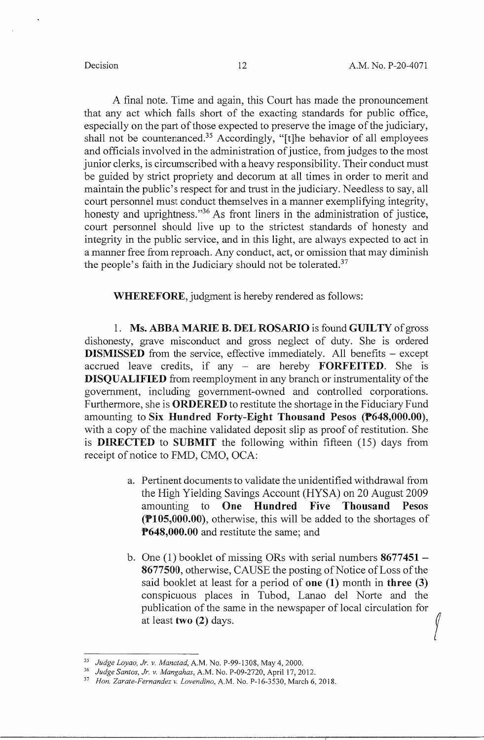A final note. Time and again, this Court has made the pronouncement that any act which falls short of the exacting standards for public office, especially on the part of those expected to preserve the image of the judiciary, shall not be countenanced.[35] Accordingly, "[t]he behavior of all employees and officials involved in the administration of justice, from judges to the most junior clerks, is circumscribed with a heavy responsibility. Their conduct must be guided by strict propriety and decorum at all times in order to merit and maintain the public's respect for and trust in the judiciary. Needless to say, all court personnel must conduct themselves in a manner exemplifying integrity, honesty and uprightness."[36] As front liners in the administration of justice, court personnel should live up to the strictest standards of honesty and integrity in the public service, and in this light, are always expected to act in a manner free from reproach. Any conduct, act, or omission that may diminish the people's faith in the Judiciary should not be tolerated.[37]

**WHEREFORE**, judgment is hereby rendered as follows:

1. **Ms. ABBA MARIE B. DEL ROSARIO** is found **GUILTY** of gross dishonesty, grave misconduct and gross neglect of duty. She is ordered **DISMISSED** from the service, effective immediately. All benefits – except accrued leave credits, if any – are hereby **FORFEITED**. She is **DISQUALIFIED** from reemployment in any branch or instrumentality of the government, including government-owned and controlled corporations. Furthermore, she is **ORDERED** to restitute the shortage in the Fiduciary Fund amounting to **Six Hundred Forty-Eight Thousand Pesos (₱648,000.00)**, with a copy of the machine validated deposit slip as proof of restitution. She is **DIRECTED** to **SUBMIT** the following within fifteen (15) days from receipt of notice to FMD, CMO, OCA:

    a. Pertinent documents to validate the unidentified withdrawal from the High Yielding Savings Account (HYSA) on 20 August 2009 amounting to **One Hundred Five Thousand Pesos (₱105,000.00)**, otherwise, this will be added to the shortages of **₱648,000.00** and restitute the same; and

    b. One (1) booklet of missing ORs with serial numbers **8677451 – 8677500**, otherwise, CAUSE the posting of Notice of Loss of the said booklet at least for a period of **one (1)** month in **three (3)** conspicuous places in Tubod, Lanao del Norte and the publication of the same in the newspaper of local circulation for at least **two (2)** days.

---

[35] *Judge Loyao, Jr. v. Manatad*, A.M. No. P-99-1308, May 4, 2000.

[36] *Judge Santos, Jr. v. Mangahas*, A.M. No. P-09-2720, April 17, 2012.

[37] *Hon. Zarate-Fernandez v. Lovendino*, A.M. No. P-16-3530, March 6, 2018.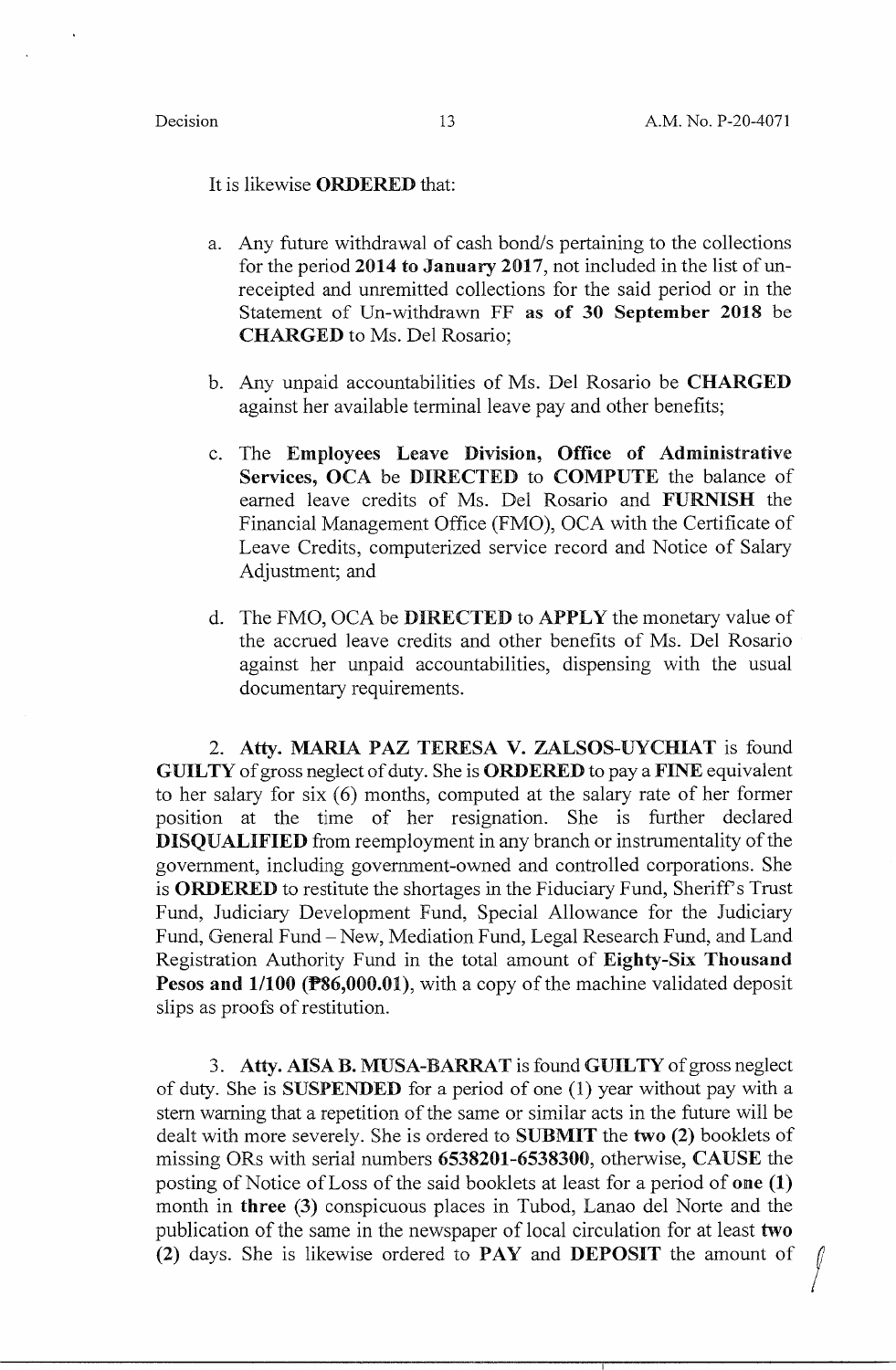It is likewise **ORDERED** that:

a. Any future withdrawal of cash bond/s pertaining to the collections for the period **2014 to January 2017**, not included in the list of un-receipted and unremitted collections for the said period or in the Statement of Un-withdrawn FF **as of 30 September 2018** be **CHARGED** to Ms. Del Rosario;

b. Any unpaid accountabilities of Ms. Del Rosario be **CHARGED** against her available terminal leave pay and other benefits;

c. The **Employees Leave Division, Office of Administrative Services, OCA** be **DIRECTED** to **COMPUTE** the balance of earned leave credits of Ms. Del Rosario and **FURNISH** the Financial Management Office (FMO), OCA with the Certificate of Leave Credits, computerized service record and Notice of Salary Adjustment; and

d. The FMO, OCA be **DIRECTED** to **APPLY** the monetary value of the accrued leave credits and other benefits of Ms. Del Rosario against her unpaid accountabilities, dispensing with the usual documentary requirements.

2. **Atty. MARIA PAZ TERESA V. ZALSOS-UYCHIAT** is found **GUILTY** of gross neglect of duty. She is **ORDERED** to pay a **FINE** equivalent to her salary for six (6) months, computed at the salary rate of her former position at the time of her resignation. She is further declared **DISQUALIFIED** from reemployment in any branch or instrumentality of the government, including government-owned and controlled corporations. She is **ORDERED** to restitute the shortages in the Fiduciary Fund, Sheriff's Trust Fund, Judiciary Development Fund, Special Allowance for the Judiciary Fund, General Fund – New, Mediation Fund, Legal Research Fund, and Land Registration Authority Fund in the total amount of **Eighty-Six Thousand Pesos and 1/100 (₱86,000.01)**, with a copy of the machine validated deposit slips as proofs of restitution.

3. **Atty. AISA B. MUSA-BARRAT** is found **GUILTY** of gross neglect of duty. She is **SUSPENDED** for a period of one (1) year without pay with a stern warning that a repetition of the same or similar acts in the future will be dealt with more severely. She is ordered to **SUBMIT** the **two (2)** booklets of missing ORs with serial numbers **6538201-6538300**, otherwise, **CAUSE** the posting of Notice of Loss of the said booklets at least for a period of **one (1)** month in **three (3)** conspicuous places in Tubod, Lanao del Norte and the publication of the same in the newspaper of local circulation for at least **two (2)** days. She is likewise ordered to **PAY** and **DEPOSIT** the amount of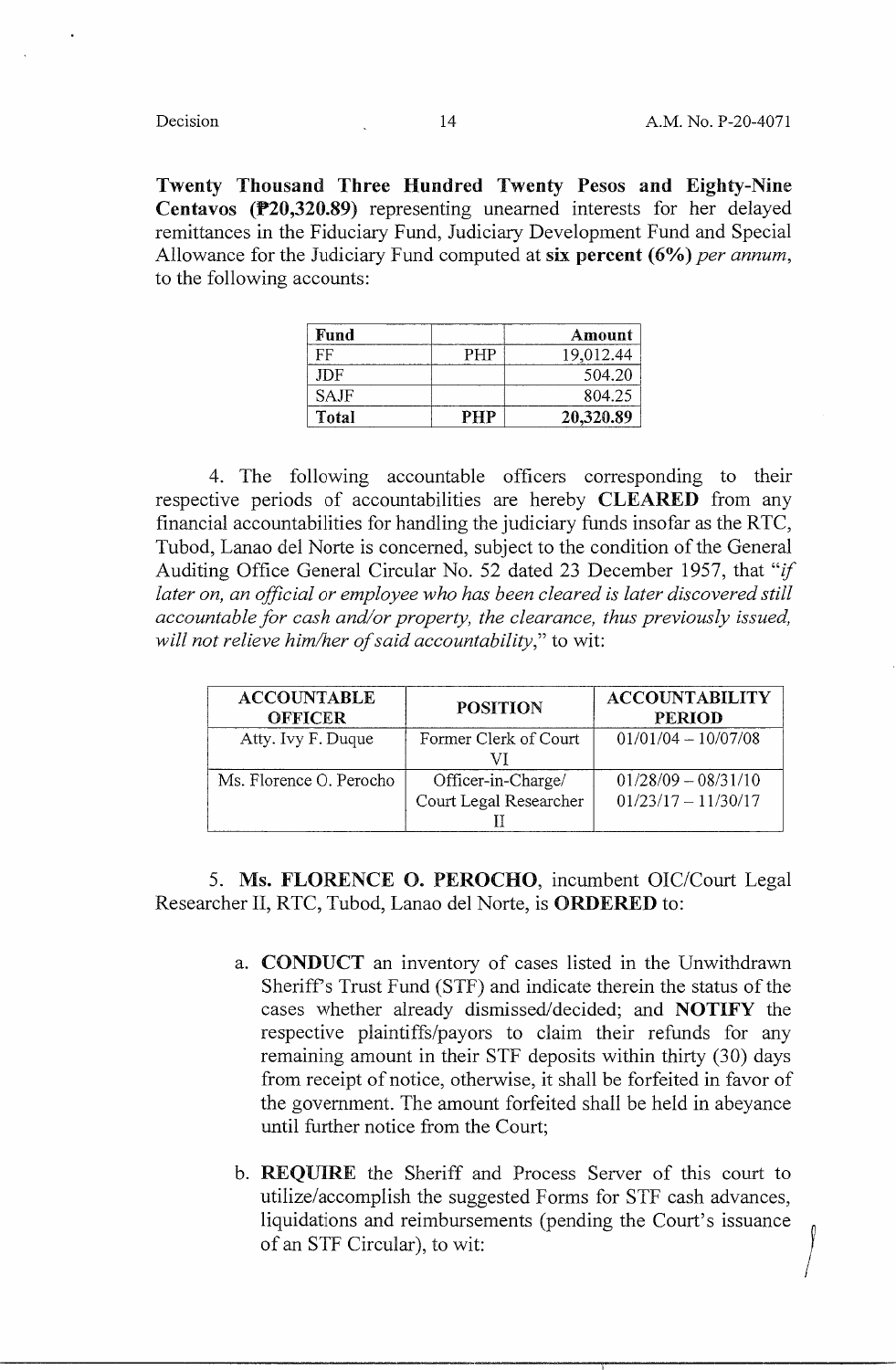**Twenty Thousand Three Hundred Twenty Pesos and Eighty-Nine Centavos (₱20,320.89)** representing unearned interests for her delayed remittances in the Fiduciary Fund, Judiciary Development Fund and Special Allowance for the Judiciary Fund computed at **six percent (6%)** *per annum*, to the following accounts:

| Fund | | Amount |
|---|---|---|
| FF | PHP | 19,012.44 |
| JDF | | 504.20 |
| SAJF | | 804.25 |
| **Total** | **PHP** | **20,320.89** |

4. The following accountable officers corresponding to their respective periods of accountabilities are hereby **CLEARED** from any financial accountabilities for handling the judiciary funds insofar as the RTC, Tubod, Lanao del Norte is concerned, subject to the condition of the General Auditing Office General Circular No. 52 dated 23 December 1957, that "*if later on, an official or employee who has been cleared is later discovered still accountable for cash and/or property, the clearance, thus previously issued, will not relieve him/her of said accountability*," to wit:

| ACCOUNTABLE OFFICER | POSITION | ACCOUNTABILITY PERIOD |
|---|---|---|
| Atty. Ivy F. Duque | Former Clerk of Court VI | 01/01/04 – 10/07/08 |
| Ms. Florence O. Perocho | Officer-in-Charge/ Court Legal Researcher II | 01/28/09 – 08/31/10<br>01/23/17 – 11/30/17 |

5. **Ms. FLORENCE O. PEROCHO**, incumbent OIC/Court Legal Researcher II, RTC, Tubod, Lanao del Norte, is **ORDERED** to:

a. **CONDUCT** an inventory of cases listed in the Unwithdrawn Sheriff's Trust Fund (STF) and indicate therein the status of the cases whether already dismissed/decided; and **NOTIFY** the respective plaintiffs/payors to claim their refunds for any remaining amount in their STF deposits within thirty (30) days from receipt of notice, otherwise, it shall be forfeited in favor of the government. The amount forfeited shall be held in abeyance until further notice from the Court;

b. **REQUIRE** the Sheriff and Process Server of this court to utilize/accomplish the suggested Forms for STF cash advances, liquidations and reimbursements (pending the Court's issuance of an STF Circular), to wit: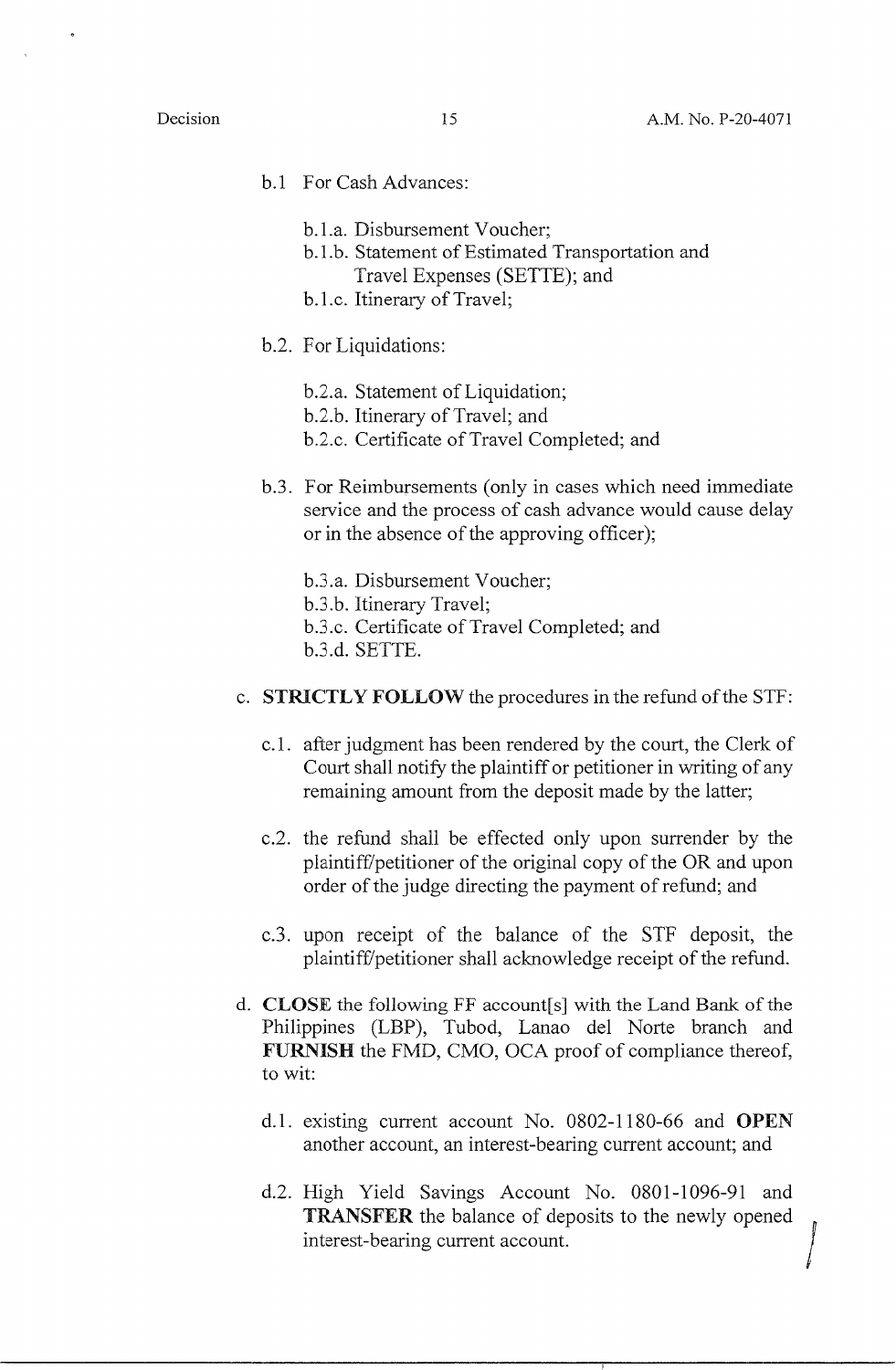b.1 For Cash Advances:

b.1.a. Disbursement Voucher;
b.1.b. Statement of Estimated Transportation and Travel Expenses (SETTE); and
b.1.c. Itinerary of Travel;

b.2. For Liquidations:

b.2.a. Statement of Liquidation;
b.2.b. Itinerary of Travel; and
b.2.c. Certificate of Travel Completed; and

b.3. For Reimbursements (only in cases which need immediate service and the process of cash advance would cause delay or in the absence of the approving officer);

b.3.a. Disbursement Voucher;
b.3.b. Itinerary Travel;
b.3.c. Certificate of Travel Completed; and
b.3.d. SETTE.

c. **STRICTLY FOLLOW** the procedures in the refund of the STF:

c.1. after judgment has been rendered by the court, the Clerk of Court shall notify the plaintiff or petitioner in writing of any remaining amount from the deposit made by the latter;

c.2. the refund shall be effected only upon surrender by the plaintiff/petitioner of the original copy of the OR and upon order of the judge directing the payment of refund; and

c.3. upon receipt of the balance of the STF deposit, the plaintiff/petitioner shall acknowledge receipt of the refund.

d. **CLOSE** the following FF account[s] with the Land Bank of the Philippines (LBP), Tubod, Lanao del Norte branch and **FURNISH** the FMD, CMO, OCA proof of compliance thereof, to wit:

d.1. existing current account No. 0802-1180-66 and **OPEN** another account, an interest-bearing current account; and

d.2. High Yield Savings Account No. 0801-1096-91 and **TRANSFER** the balance of deposits to the newly opened interest-bearing current account.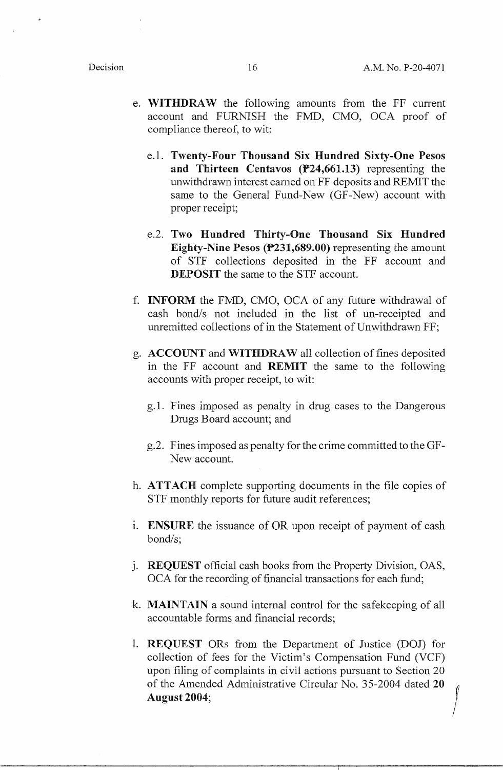e. **WITHDRAW** the following amounts from the FF current account and FURNISH the FMD, CMO, OCA proof of compliance thereof, to wit:

   e.1. **Twenty-Four Thousand Six Hundred Sixty-One Pesos and Thirteen Centavos (₱24,661.13)** representing the unwithdrawn interest earned on FF deposits and REMIT the same to the General Fund-New (GF-New) account with proper receipt;

   e.2. **Two Hundred Thirty-One Thousand Six Hundred Eighty-Nine Pesos (₱231,689.00)** representing the amount of STF collections deposited in the FF account and **DEPOSIT** the same to the STF account.

f. **INFORM** the FMD, CMO, OCA of any future withdrawal of cash bond/s not included in the list of un-receipted and unremitted collections of in the Statement of Unwithdrawn FF;

g. **ACCOUNT** and **WITHDRAW** all collection of fines deposited in the FF account and **REMIT** the same to the following accounts with proper receipt, to wit:

   g.1. Fines imposed as penalty in drug cases to the Dangerous Drugs Board account; and

   g.2. Fines imposed as penalty for the crime committed to the GF-New account.

h. **ATTACH** complete supporting documents in the file copies of STF monthly reports for future audit references;

i. **ENSURE** the issuance of OR upon receipt of payment of cash bond/s;

j. **REQUEST** official cash books from the Property Division, OAS, OCA for the recording of financial transactions for each fund;

k. **MAINTAIN** a sound internal control for the safekeeping of all accountable forms and financial records;

l. **REQUEST** ORs from the Department of Justice (DOJ) for collection of fees for the Victim's Compensation Fund (VCF) upon filing of complaints in civil actions pursuant to Section 20 of the Amended Administrative Circular No. 35-2004 dated **20 August 2004**;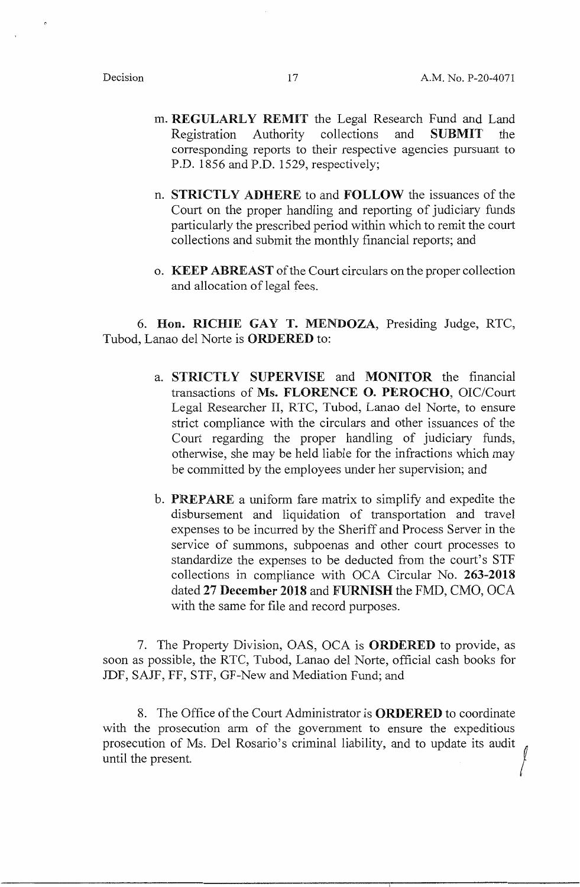m. **REGULARLY REMIT** the Legal Research Fund and Land Registration Authority collections and **SUBMIT** the corresponding reports to their respective agencies pursuant to P.D. 1856 and P.D. 1529, respectively;

n. **STRICTLY ADHERE** to and **FOLLOW** the issuances of the Court on the proper handling and reporting of judiciary funds particularly the prescribed period within which to remit the court collections and submit the monthly financial reports; and

o. **KEEP ABREAST** of the Court circulars on the proper collection and allocation of legal fees.

6. **Hon. RICHIE GAY T. MENDOZA**, Presiding Judge, RTC, Tubod, Lanao del Norte is **ORDERED** to:

a. **STRICTLY SUPERVISE** and **MONITOR** the financial transactions of **Ms. FLORENCE O. PEROCHO**, OIC/Court Legal Researcher II, RTC, Tubod, Lanao del Norte, to ensure strict compliance with the circulars and other issuances of the Court regarding the proper handling of judiciary funds, otherwise, she may be held liable for the infractions which may be committed by the employees under her supervision; and

b. **PREPARE** a uniform fare matrix to simplify and expedite the disbursement and liquidation of transportation and travel expenses to be incurred by the Sheriff and Process Server in the service of summons, subpoenas and other court processes to standardize the expenses to be deducted from the court's STF collections in compliance with OCA Circular No. **263-2018** dated **27 December 2018** and **FURNISH** the FMD, CMO, OCA with the same for file and record purposes.

7. The Property Division, OAS, OCA is **ORDERED** to provide, as soon as possible, the RTC, Tubod, Lanao del Norte, official cash books for JDF, SAJF, FF, STF, GF-New and Mediation Fund; and

8. The Office of the Court Administrator is **ORDERED** to coordinate with the prosecution arm of the government to ensure the expeditious prosecution of Ms. Del Rosario's criminal liability, and to update its audit until the present.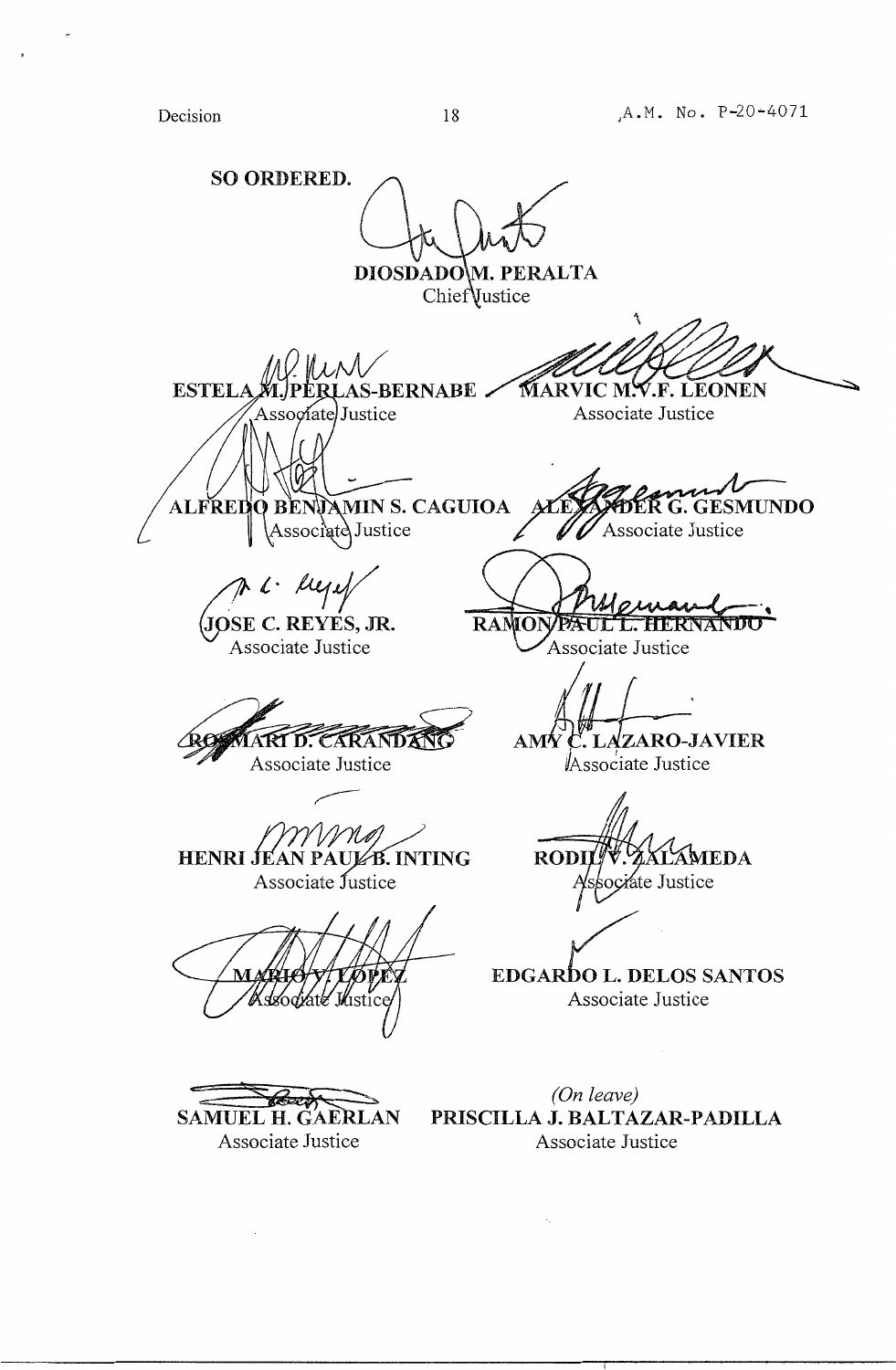**SO ORDERED.**

**DIOSDADO M. PERALTA**
Chief Justice

**ESTELA M. PERLAS-BERNABE**
Associate Justice

**MARVIC M.V.F. LEONEN**
Associate Justice

**ALFREDO BENJAMIN S. CAGUIOA**
Associate Justice

**ALEXANDER G. GESMUNDO**
Associate Justice

**JOSE C. REYES, JR.**
Associate Justice

**RAMON PAUL L. HERNANDO**
Associate Justice

**ROSMARI D. CARANDANG**
Associate Justice

**AMY C. LAZARO-JAVIER**
Associate Justice

**HENRI JEAN PAUL B. INTING**
Associate Justice

**RODIL V. ZALAMEDA**
Associate Justice

**MARIO V. LOPEZ**
Associate Justice

**EDGARDO L. DELOS SANTOS**
Associate Justice

**SAMUEL H. GAERLAN**
Associate Justice

*(On leave)*
**PRISCILLA J. BALTAZAR-PADILLA**
Associate Justice